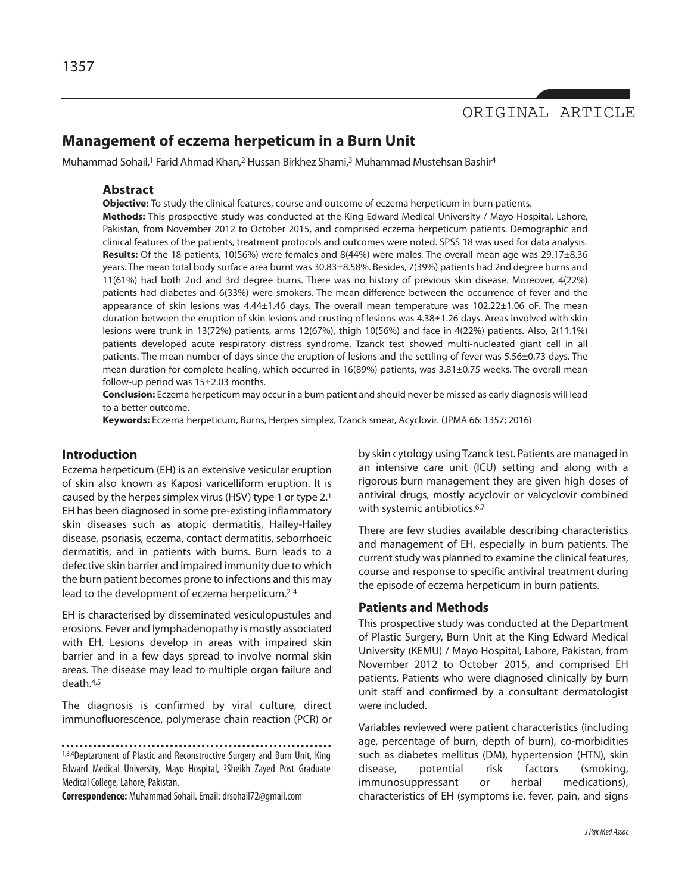ORIGINAL ARTICLE

# Management of eczema herpeticum in a Burn Unit

Muhammad Sohail,[1] Farid Ahmad Khan,[2] Hussan Birkhez Shami,[3] Muhammad Mustehsan Bashir[4]

## Abstract

**Objective:** To study the clinical features, course and outcome of eczema herpeticum in burn patients.

**Methods:** This prospective study was conducted at the King Edward Medical University / Mayo Hospital, Lahore, Pakistan, from November 2012 to October 2015, and comprised eczema herpeticum patients. Demographic and clinical features of the patients, treatment protocols and outcomes were noted. SPSS 18 was used for data analysis.

**Results:** Of the 18 patients, 10(56%) were females and 8(44%) were males. The overall mean age was 29.17±8.36 years. The mean total body surface area burnt was 30.83±8.58%. Besides, 7(39%) patients had 2nd degree burns and 11(61%) had both 2nd and 3rd degree burns. There was no history of previous skin disease. Moreover, 4(22%) patients had diabetes and 6(33%) were smokers. The mean difference between the occurrence of fever and the appearance of skin lesions was 4.44±1.46 days. The overall mean temperature was 102.22±1.06 oF. The mean duration between the eruption of skin lesions and crusting of lesions was 4.38±1.26 days. Areas involved with skin lesions were trunk in 13(72%) patients, arms 12(67%), thigh 10(56%) and face in 4(22%) patients. Also, 2(11.1%) patients developed acute respiratory distress syndrome. Tzanck test showed multi-nucleated giant cell in all patients. The mean number of days since the eruption of lesions and the settling of fever was 5.56±0.73 days. The mean duration for complete healing, which occurred in 16(89%) patients, was 3.81±0.75 weeks. The overall mean follow-up period was 15±2.03 months.

**Conclusion:** Eczema herpeticum may occur in a burn patient and should never be missed as early diagnosis will lead to a better outcome.

**Keywords:** Eczema herpeticum, Burns, Herpes simplex, Tzanck smear, Acyclovir. (JPMA 66: 1357; 2016)

## Introduction

Eczema herpeticum (EH) is an extensive vesicular eruption of skin also known as Kaposi varicelliform eruption. It is caused by the herpes simplex virus (HSV) type 1 or type 2.[1] EH has been diagnosed in some pre-existing inflammatory skin diseases such as atopic dermatitis, Hailey-Hailey disease, psoriasis, eczema, contact dermatitis, seborrhoeic dermatitis, and in patients with burns. Burn leads to a defective skin barrier and impaired immunity due to which the burn patient becomes prone to infections and this may lead to the development of eczema herpeticum.[2-4]

EH is characterised by disseminated vesiculopustules and erosions. Fever and lymphadenopathy is mostly associated with EH. Lesions develop in areas with impaired skin barrier and in a few days spread to involve normal skin areas. The disease may lead to multiple organ failure and death.[4,5]

The diagnosis is confirmed by viral culture, direct immunofluorescence, polymerase chain reaction (PCR) or by skin cytology using Tzanck test. Patients are managed in an intensive care unit (ICU) setting and along with a rigorous burn management they are given high doses of antiviral drugs, mostly acyclovir or valcyclovir combined with systemic antibiotics.[6,7]

There are few studies available describing characteristics and management of EH, especially in burn patients. The current study was planned to examine the clinical features, course and response to specific antiviral treatment during the episode of eczema herpeticum in burn patients.

## Patients and Methods

This prospective study was conducted at the Department of Plastic Surgery, Burn Unit at the King Edward Medical University (KEMU) / Mayo Hospital, Lahore, Pakistan, from November 2012 to October 2015, and comprised EH patients. Patients who were diagnosed clinically by burn unit staff and confirmed by a consultant dermatologist were included.

Variables reviewed were patient characteristics (including age, percentage of burn, depth of burn), co-morbidities such as diabetes mellitus (DM), hypertension (HTN), skin disease, potential risk factors (smoking, immunosuppressant or herbal medications), characteristics of EH (symptoms i.e. fever, pain, and signs

---

[1,3,4]Deptartment of Plastic and Reconstructive Surgery and Burn Unit, King Edward Medical University, Mayo Hospital, [2]Sheikh Zayed Post Graduate Medical College, Lahore, Pakistan.

**Correspondence:** Muhammad Sohail. Email: drsohail72@gmail.com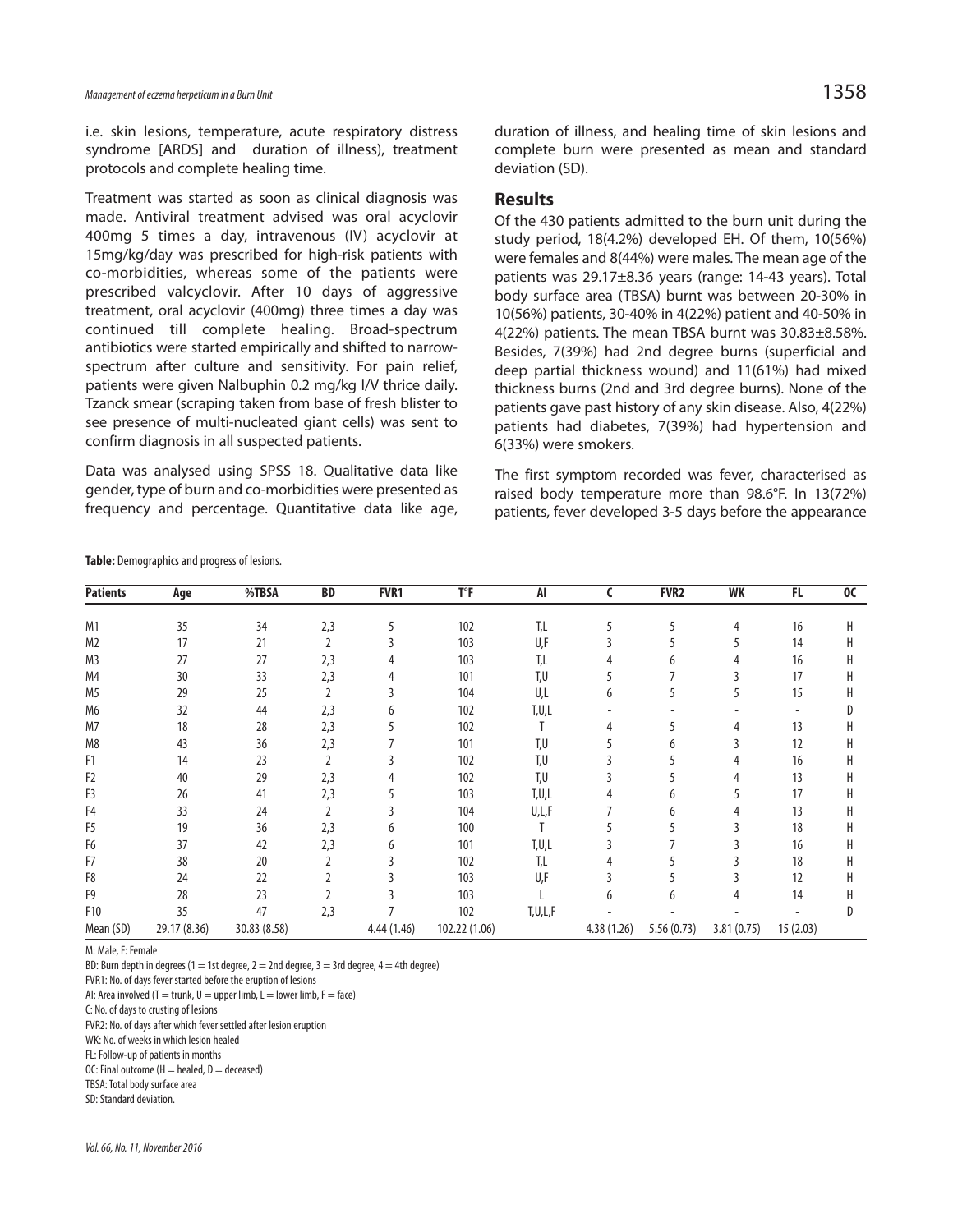i.e. skin lesions, temperature, acute respiratory distress syndrome [ARDS] and duration of illness), treatment protocols and complete healing time.

Treatment was started as soon as clinical diagnosis was made. Antiviral treatment advised was oral acyclovir 400mg 5 times a day, intravenous (IV) acyclovir at 15mg/kg/day was prescribed for high-risk patients with co-morbidities, whereas some of the patients were prescribed valcyclovir. After 10 days of aggressive treatment, oral acyclovir (400mg) three times a day was continued till complete healing. Broad-spectrum antibiotics were started empirically and shifted to narrow-spectrum after culture and sensitivity. For pain relief, patients were given Nalbuphin 0.2 mg/kg I/V thrice daily. Tzanck smear (scraping taken from base of fresh blister to see presence of multi-nucleated giant cells) was sent to confirm diagnosis in all suspected patients.

Data was analysed using SPSS 18. Qualitative data like gender, type of burn and co-morbidities were presented as frequency and percentage. Quantitative data like age, duration of illness, and healing time of skin lesions and complete burn were presented as mean and standard deviation (SD).

## Results

Of the 430 patients admitted to the burn unit during the study period, 18(4.2%) developed EH. Of them, 10(56%) were females and 8(44%) were males. The mean age of the patients was 29.17±8.36 years (range: 14-43 years). Total body surface area (TBSA) burnt was between 20-30% in 10(56%) patients, 30-40% in 4(22%) patient and 40-50% in 4(22%) patients. The mean TBSA burnt was 30.83±8.58%. Besides, 7(39%) had 2nd degree burns (superficial and deep partial thickness wound) and 11(61%) had mixed thickness burns (2nd and 3rd degree burns). None of the patients gave past history of any skin disease. Also, 4(22%) patients had diabetes, 7(39%) had hypertension and 6(33%) were smokers.

The first symptom recorded was fever, characterised as raised body temperature more than 98.6°F. In 13(72%) patients, fever developed 3-5 days before the appearance

**Table:** Demographics and progress of lesions.

| Patients | Age | %TBSA | BD | FVR1 | T°F | AI | C | FVR2 | WK | FL | OC |
|---|---|---|---|---|---|---|---|---|---|---|---|
| M1 | 35 | 34 | 2,3 | 5 | 102 | T,L | 5 | 5 | 4 | 16 | H |
| M2 | 17 | 21 | 2 | 3 | 103 | U,F | 3 | 5 | 5 | 14 | H |
| M3 | 27 | 27 | 2,3 | 4 | 103 | T,L | 4 | 6 | 4 | 16 | H |
| M4 | 30 | 33 | 2,3 | 4 | 101 | T,U | 5 | 7 | 3 | 17 | H |
| M5 | 29 | 25 | 2 | 3 | 104 | U,L | 6 | 5 | 5 | 15 | H |
| M6 | 32 | 44 | 2,3 | 6 | 102 | T,U,L | - | - | - | - | D |
| M7 | 18 | 28 | 2,3 | 5 | 102 | T | 4 | 5 | 4 | 13 | H |
| M8 | 43 | 36 | 2,3 | 7 | 101 | T,U | 5 | 6 | 3 | 12 | H |
| F1 | 14 | 23 | 2 | 3 | 102 | T,U | 3 | 5 | 4 | 16 | H |
| F2 | 40 | 29 | 2,3 | 4 | 102 | T,U | 3 | 5 | 4 | 13 | H |
| F3 | 26 | 41 | 2,3 | 5 | 103 | T,U,L | 4 | 6 | 5 | 17 | H |
| F4 | 33 | 24 | 2 | 3 | 104 | U,L,F | 7 | 6 | 4 | 13 | H |
| F5 | 19 | 36 | 2,3 | 6 | 100 | T | 5 | 5 | 3 | 18 | H |
| F6 | 37 | 42 | 2,3 | 6 | 101 | T,U,L | 3 | 7 | 3 | 16 | H |
| F7 | 38 | 20 | 2 | 3 | 102 | T,L | 4 | 5 | 3 | 18 | H |
| F8 | 24 | 22 | 2 | 3 | 103 | U,F | 3 | 5 | 3 | 12 | H |
| F9 | 28 | 23 | 2 | 3 | 103 | L | 6 | 6 | 4 | 14 | H |
| F10 | 35 | 47 | 2,3 | 7 | 102 | T,U,L,F | - | - | - | - | D |
| Mean (SD) | 29.17 (8.36) | 30.83 (8.58) | | 4.44 (1.46) | 102.22 (1.06) | | 4.38 (1.26) | 5.56 (0.73) | 3.81 (0.75) | 15 (2.03) | |

M: Male, F: Female

BD: Burn depth in degrees (1 = 1st degree, 2 = 2nd degree, 3 = 3rd degree, 4 = 4th degree)

FVR1: No. of days fever started before the eruption of lesions

AI: Area involved (T = trunk, U = upper limb, L = lower limb, F = face)

C: No. of days to crusting of lesions

FVR2: No. of days after which fever settled after lesion eruption

WK: No. of weeks in which lesion healed

FL: Follow-up of patients in months

OC: Final outcome (H = healed, D = deceased)

TBSA: Total body surface area

SD: Standard deviation.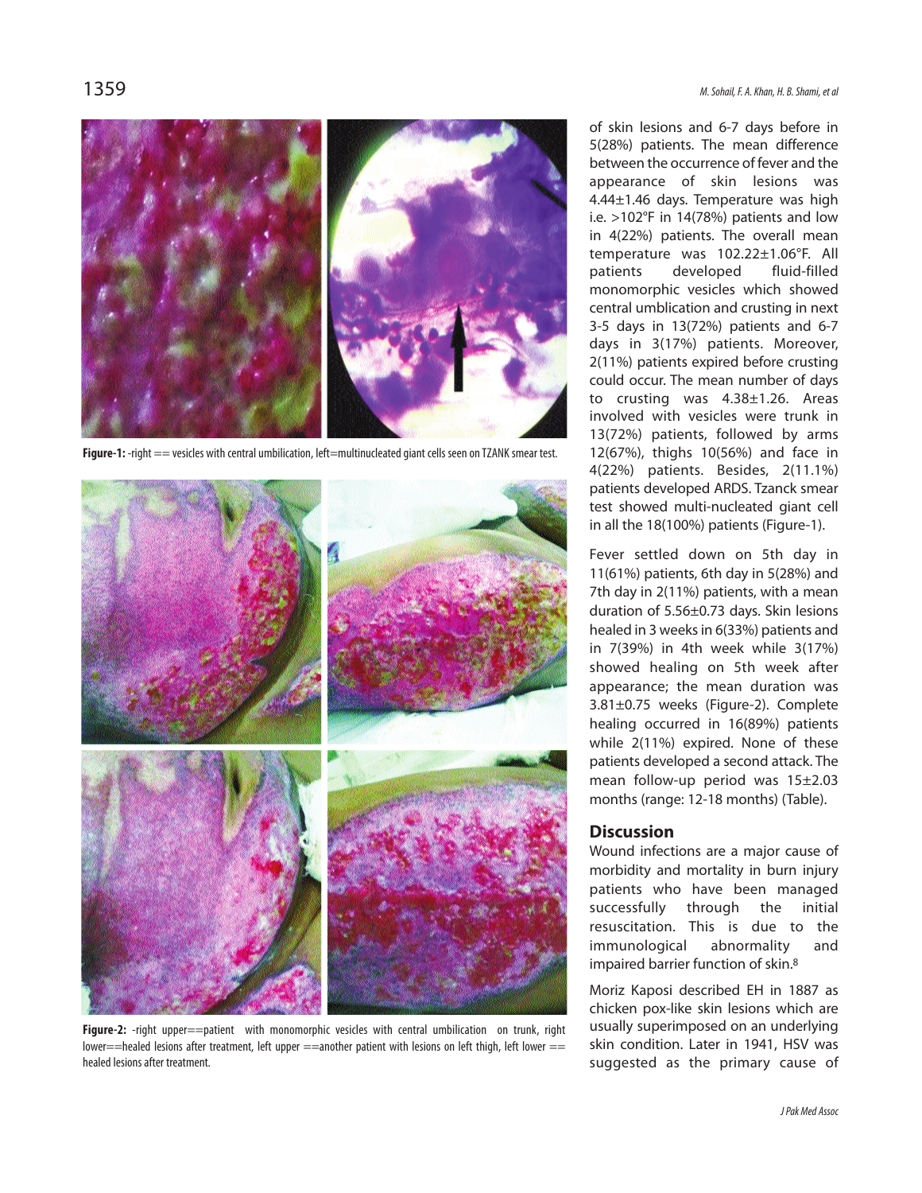**Figure-1:** -right == vesicles with central umbilication, left=multinucleated giant cells seen on TZANK smear test.

**Figure-2:** -right upper==patient with monomorphic vesicles with central umbilication on trunk, right lower==healed lesions after treatment, left upper ==another patient with lesions on left thigh, left lower == healed lesions after treatment.

of skin lesions and 6-7 days before in 5(28%) patients. The mean difference between the occurrence of fever and the appearance of skin lesions was 4.44±1.46 days. Temperature was high i.e. >102°F in 14(78%) patients and low in 4(22%) patients. The overall mean temperature was 102.22±1.06°F. All patients developed fluid-filled monomorphic vesicles which showed central umblication and crusting in next 3-5 days in 13(72%) patients and 6-7 days in 3(17%) patients. Moreover, 2(11%) patients expired before crusting could occur. The mean number of days to crusting was 4.38±1.26. Areas involved with vesicles were trunk in 13(72%) patients, followed by arms 12(67%), thighs 10(56%) and face in 4(22%) patients. Besides, 2(11.1%) patients developed ARDS. Tzanck smear test showed multi-nucleated giant cell in all the 18(100%) patients (Figure-1).

Fever settled down on 5th day in 11(61%) patients, 6th day in 5(28%) and 7th day in 2(11%) patients, with a mean duration of 5.56±0.73 days. Skin lesions healed in 3 weeks in 6(33%) patients and in 7(39%) in 4th week while 3(17%) showed healing on 5th week after appearance; the mean duration was 3.81±0.75 weeks (Figure-2). Complete healing occurred in 16(89%) patients while 2(11%) expired. None of these patients developed a second attack. The mean follow-up period was 15±2.03 months (range: 12-18 months) (Table).

## Discussion

Wound infections are a major cause of morbidity and mortality in burn injury patients who have been managed successfully through the initial resuscitation. This is due to the immunological abnormality and impaired barrier function of skin.[8]

Moriz Kaposi described EH in 1887 as chicken pox-like skin lesions which are usually superimposed on an underlying skin condition. Later in 1941, HSV was suggested as the primary cause of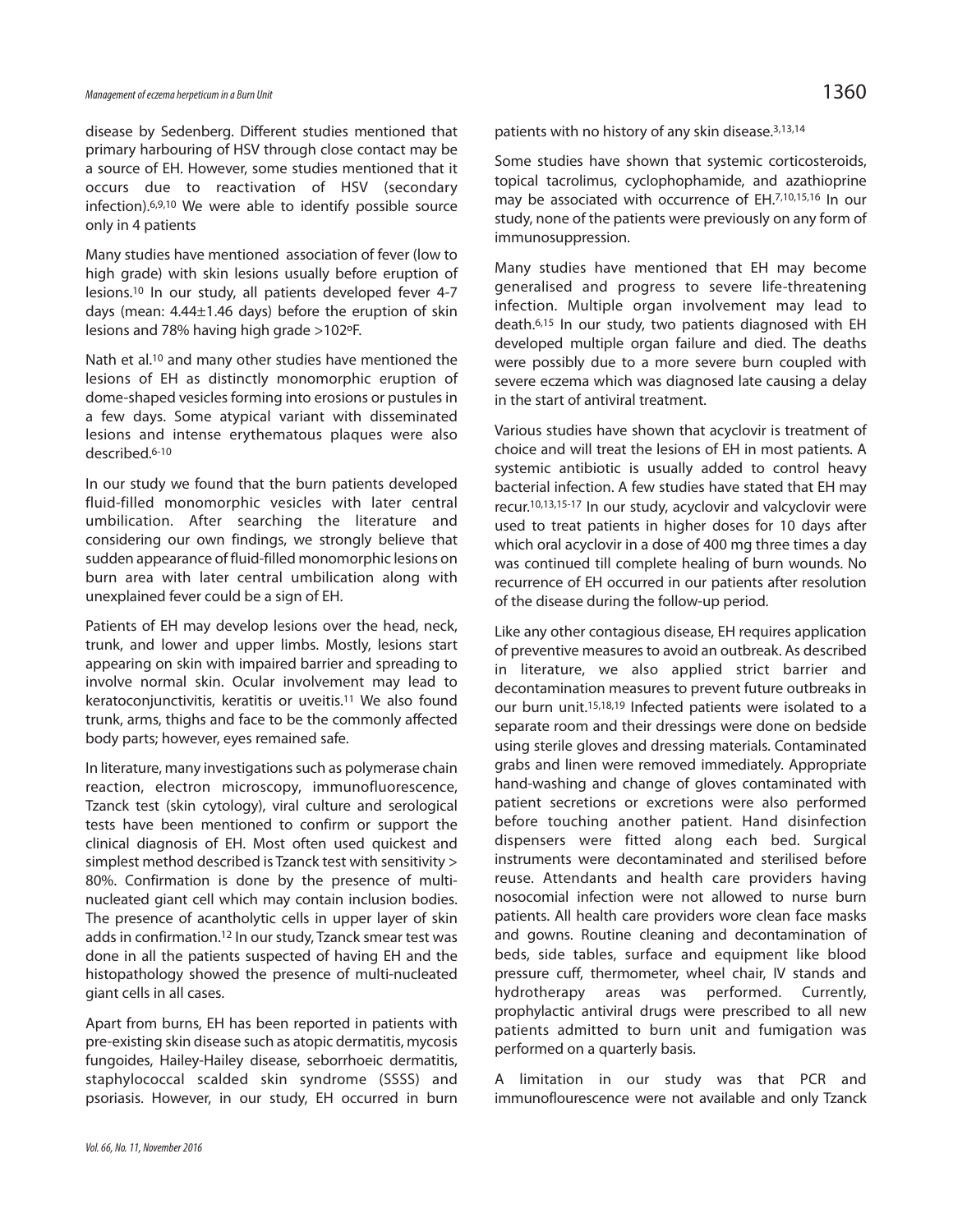disease by Sedenberg. Different studies mentioned that primary harbouring of HSV through close contact may be a source of EH. However, some studies mentioned that it occurs due to reactivation of HSV (secondary infection).[6,9,10] We were able to identify possible source only in 4 patients

Many studies have mentioned association of fever (low to high grade) with skin lesions usually before eruption of lesions.[10] In our study, all patients developed fever 4-7 days (mean: 4.44±1.46 days) before the eruption of skin lesions and 78% having high grade >102ºF.

Nath et al.[10] and many other studies have mentioned the lesions of EH as distinctly monomorphic eruption of dome-shaped vesicles forming into erosions or pustules in a few days. Some atypical variant with disseminated lesions and intense erythematous plaques were also described.[6-10]

In our study we found that the burn patients developed fluid-filled monomorphic vesicles with later central umbilication. After searching the literature and considering our own findings, we strongly believe that sudden appearance of fluid-filled monomorphic lesions on burn area with later central umbilication along with unexplained fever could be a sign of EH.

Patients of EH may develop lesions over the head, neck, trunk, and lower and upper limbs. Mostly, lesions start appearing on skin with impaired barrier and spreading to involve normal skin. Ocular involvement may lead to keratoconjunctivitis, keratitis or uveitis.[11] We also found trunk, arms, thighs and face to be the commonly affected body parts; however, eyes remained safe.

In literature, many investigations such as polymerase chain reaction, electron microscopy, immunofluorescence, Tzanck test (skin cytology), viral culture and serological tests have been mentioned to confirm or support the clinical diagnosis of EH. Most often used quickest and simplest method described is Tzanck test with sensitivity > 80%. Confirmation is done by the presence of multi-nucleated giant cell which may contain inclusion bodies. The presence of acantholytic cells in upper layer of skin adds in confirmation.[12] In our study, Tzanck smear test was done in all the patients suspected of having EH and the histopathology showed the presence of multi-nucleated giant cells in all cases.

Apart from burns, EH has been reported in patients with pre-existing skin disease such as atopic dermatitis, mycosis fungoides, Hailey-Hailey disease, seborrhoeic dermatitis, staphylococcal scalded skin syndrome (SSSS) and psoriasis. However, in our study, EH occurred in burn patients with no history of any skin disease.[3,13,14]

Some studies have shown that systemic corticosteroids, topical tacrolimus, cyclophophamide, and azathioprine may be associated with occurrence of EH.[7,10,15,16] In our study, none of the patients were previously on any form of immunosuppression.

Many studies have mentioned that EH may become generalised and progress to severe life-threatening infection. Multiple organ involvement may lead to death.[6,15] In our study, two patients diagnosed with EH developed multiple organ failure and died. The deaths were possibly due to a more severe burn coupled with severe eczema which was diagnosed late causing a delay in the start of antiviral treatment.

Various studies have shown that acyclovir is treatment of choice and will treat the lesions of EH in most patients. A systemic antibiotic is usually added to control heavy bacterial infection. A few studies have stated that EH may recur.[10,13,15-17] In our study, acyclovir and valcyclovir were used to treat patients in higher doses for 10 days after which oral acyclovir in a dose of 400 mg three times a day was continued till complete healing of burn wounds. No recurrence of EH occurred in our patients after resolution of the disease during the follow-up period.

Like any other contagious disease, EH requires application of preventive measures to avoid an outbreak. As described in literature, we also applied strict barrier and decontamination measures to prevent future outbreaks in our burn unit.[15,18,19] Infected patients were isolated to a separate room and their dressings were done on bedside using sterile gloves and dressing materials. Contaminated grabs and linen were removed immediately. Appropriate hand-washing and change of gloves contaminated with patient secretions or excretions were also performed before touching another patient. Hand disinfection dispensers were fitted along each bed. Surgical instruments were decontaminated and sterilised before reuse. Attendants and health care providers having nosocomial infection were not allowed to nurse burn patients. All health care providers wore clean face masks and gowns. Routine cleaning and decontamination of beds, side tables, surface and equipment like blood pressure cuff, thermometer, wheel chair, IV stands and hydrotherapy areas was performed. Currently, prophylactic antiviral drugs were prescribed to all new patients admitted to burn unit and fumigation was performed on a quarterly basis.

A limitation in our study was that PCR and immunoflourescence were not available and only Tzanck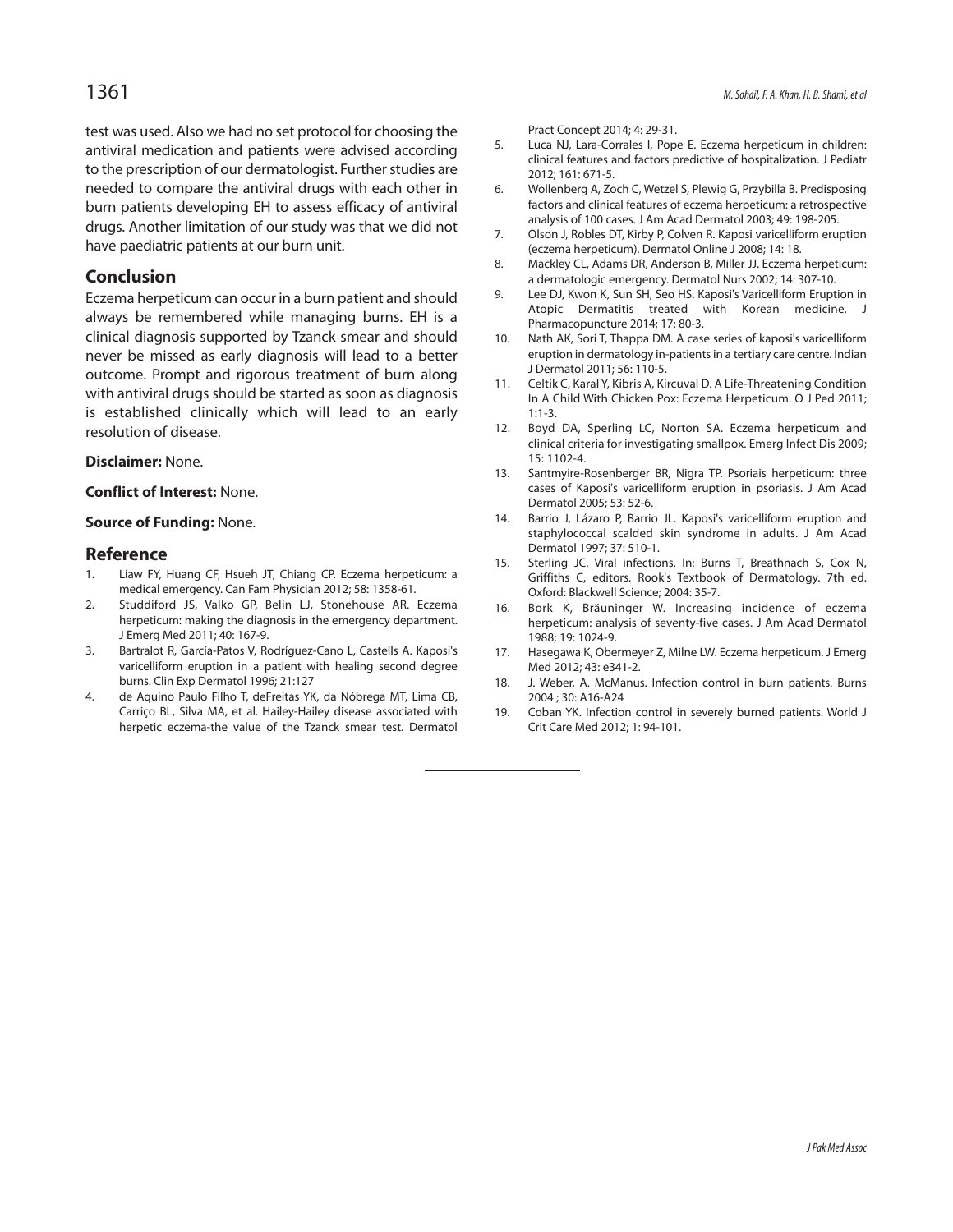test was used. Also we had no set protocol for choosing the antiviral medication and patients were advised according to the prescription of our dermatologist. Further studies are needed to compare the antiviral drugs with each other in burn patients developing EH to assess efficacy of antiviral drugs. Another limitation of our study was that we did not have paediatric patients at our burn unit.

## Conclusion

Eczema herpeticum can occur in a burn patient and should always be remembered while managing burns. EH is a clinical diagnosis supported by Tzanck smear and should never be missed as early diagnosis will lead to a better outcome. Prompt and rigorous treatment of burn along with antiviral drugs should be started as soon as diagnosis is established clinically which will lead to an early resolution of disease.

**Disclaimer:** None.

**Conflict of Interest:** None.

**Source of Funding:** None.

## Reference

1. Liaw FY, Huang CF, Hsueh JT, Chiang CP. Eczema herpeticum: a medical emergency. Can Fam Physician 2012; 58: 1358-61.
2. Studdiford JS, Valko GP, Belin LJ, Stonehouse AR. Eczema herpeticum: making the diagnosis in the emergency department. J Emerg Med 2011; 40: 167-9.
3. Bartralot R, García-Patos V, Rodríguez-Cano L, Castells A. Kaposi's varicelliform eruption in a patient with healing second degree burns. Clin Exp Dermatol 1996; 21:127
4. de Aquino Paulo Filho T, deFreitas YK, da Nóbrega MT, Lima CB, Carriço BL, Silva MA, et al. Hailey-Hailey disease associated with herpetic eczema-the value of the Tzanck smear test. Dermatol Pract Concept 2014; 4: 29-31.
5. Luca NJ, Lara-Corrales I, Pope E. Eczema herpeticum in children: clinical features and factors predictive of hospitalization. J Pediatr 2012; 161: 671-5.
6. Wollenberg A, Zoch C, Wetzel S, Plewig G, Przybilla B. Predisposing factors and clinical features of eczema herpeticum: a retrospective analysis of 100 cases. J Am Acad Dermatol 2003; 49: 198-205.
7. Olson J, Robles DT, Kirby P, Colven R. Kaposi varicelliform eruption (eczema herpeticum). Dermatol Online J 2008; 14: 18.
8. Mackley CL, Adams DR, Anderson B, Miller JJ. Eczema herpeticum: a dermatologic emergency. Dermatol Nurs 2002; 14: 307-10.
9. Lee DJ, Kwon K, Sun SH, Seo HS. Kaposi's Varicelliform Eruption in Atopic Dermatitis treated with Korean medicine. J Pharmacopuncture 2014; 17: 80-3.
10. Nath AK, Sori T, Thappa DM. A case series of kaposi's varicelliform eruption in dermatology in-patients in a tertiary care centre. Indian J Dermatol 2011; 56: 110-5.
11. Celtik C, Karal Y, Kibris A, Kircuval D. A Life-Threatening Condition In A Child With Chicken Pox: Eczema Herpeticum. O J Ped 2011; 1:1-3.
12. Boyd DA, Sperling LC, Norton SA. Eczema herpeticum and clinical criteria for investigating smallpox. Emerg Infect Dis 2009; 15: 1102-4.
13. Santmyire-Rosenberger BR, Nigra TP. Psoriais herpeticum: three cases of Kaposi's varicelliform eruption in psoriasis. J Am Acad Dermatol 2005; 53: 52-6.
14. Barrio J, Lázaro P, Barrio JL. Kaposi's varicelliform eruption and staphylococcal scalded skin syndrome in adults. J Am Acad Dermatol 1997; 37: 510-1.
15. Sterling JC. Viral infections. In: Burns T, Breathnach S, Cox N, Griffiths C, editors. Rook's Textbook of Dermatology. 7th ed. Oxford: Blackwell Science; 2004: 35-7.
16. Bork K, Bräuninger W. Increasing incidence of eczema herpeticum: analysis of seventy-five cases. J Am Acad Dermatol 1988; 19: 1024-9.
17. Hasegawa K, Obermeyer Z, Milne LW. Eczema herpeticum. J Emerg Med 2012; 43: e341-2.
18. J. Weber, A. McManus. Infection control in burn patients. Burns 2004 ; 30: A16-A24
19. Coban YK. Infection control in severely burned patients. World J Crit Care Med 2012; 1: 94-101.